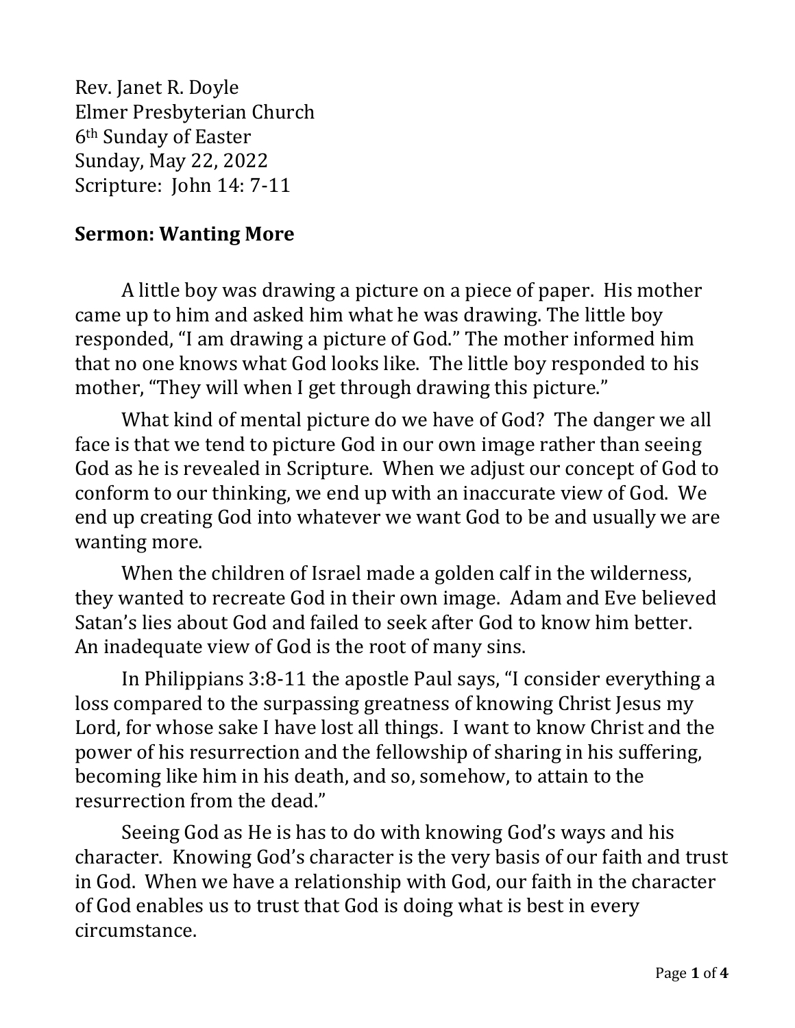Rev. Janet R. Doyle
Elmer Presbyterian Church
6th Sunday of Easter
Sunday, May 22, 2022
Scripture: John 14: 7-11

**Sermon: Wanting More**

A little boy was drawing a picture on a piece of paper. His mother came up to him and asked him what he was drawing. The little boy responded, "I am drawing a picture of God." The mother informed him that no one knows what God looks like. The little boy responded to his mother, "They will when I get through drawing this picture."

What kind of mental picture do we have of God? The danger we all face is that we tend to picture God in our own image rather than seeing God as he is revealed in Scripture. When we adjust our concept of God to conform to our thinking, we end up with an inaccurate view of God. We end up creating God into whatever we want God to be and usually we are wanting more.

When the children of Israel made a golden calf in the wilderness, they wanted to recreate God in their own image. Adam and Eve believed Satan's lies about God and failed to seek after God to know him better. An inadequate view of God is the root of many sins.

In Philippians 3:8-11 the apostle Paul says, "I consider everything a loss compared to the surpassing greatness of knowing Christ Jesus my Lord, for whose sake I have lost all things. I want to know Christ and the power of his resurrection and the fellowship of sharing in his suffering, becoming like him in his death, and so, somehow, to attain to the resurrection from the dead."

Seeing God as He is has to do with knowing God's ways and his character. Knowing God's character is the very basis of our faith and trust in God. When we have a relationship with God, our faith in the character of God enables us to trust that God is doing what is best in every circumstance.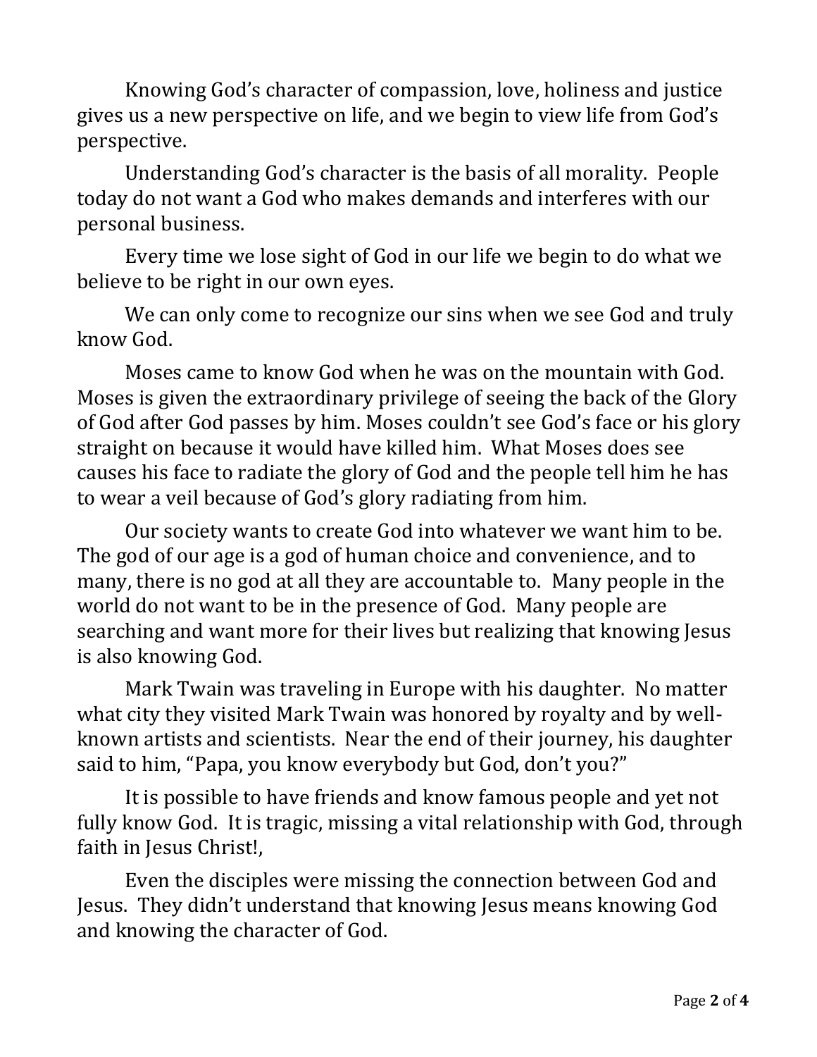Knowing God's character of compassion, love, holiness and justice gives us a new perspective on life, and we begin to view life from God's perspective.

Understanding God's character is the basis of all morality. People today do not want a God who makes demands and interferes with our personal business.

Every time we lose sight of God in our life we begin to do what we believe to be right in our own eyes.

We can only come to recognize our sins when we see God and truly know God.

Moses came to know God when he was on the mountain with God. Moses is given the extraordinary privilege of seeing the back of the Glory of God after God passes by him. Moses couldn't see God's face or his glory straight on because it would have killed him. What Moses does see causes his face to radiate the glory of God and the people tell him he has to wear a veil because of God's glory radiating from him.

Our society wants to create God into whatever we want him to be. The god of our age is a god of human choice and convenience, and to many, there is no god at all they are accountable to. Many people in the world do not want to be in the presence of God. Many people are searching and want more for their lives but realizing that knowing Jesus is also knowing God.

Mark Twain was traveling in Europe with his daughter. No matter what city they visited Mark Twain was honored by royalty and by well-known artists and scientists. Near the end of their journey, his daughter said to him, "Papa, you know everybody but God, don't you?"

It is possible to have friends and know famous people and yet not fully know God. It is tragic, missing a vital relationship with God, through faith in Jesus Christ!,

Even the disciples were missing the connection between God and Jesus. They didn't understand that knowing Jesus means knowing God and knowing the character of God.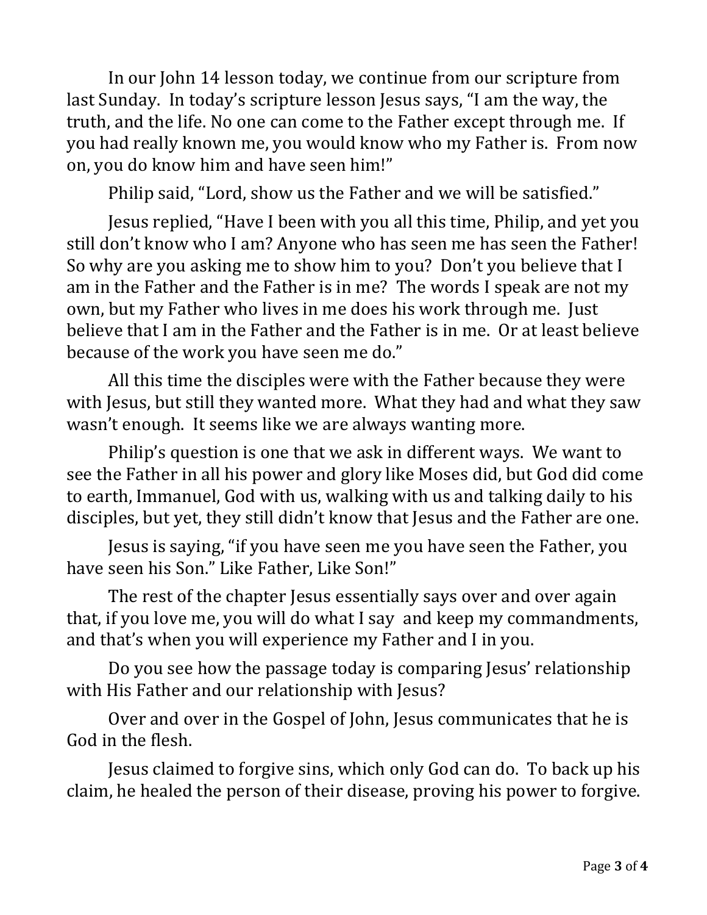In our John 14 lesson today, we continue from our scripture from last Sunday. In today's scripture lesson Jesus says, "I am the way, the truth, and the life. No one can come to the Father except through me. If you had really known me, you would know who my Father is. From now on, you do know him and have seen him!"

Philip said, "Lord, show us the Father and we will be satisfied."

Jesus replied, "Have I been with you all this time, Philip, and yet you still don't know who I am? Anyone who has seen me has seen the Father! So why are you asking me to show him to you? Don't you believe that I am in the Father and the Father is in me? The words I speak are not my own, but my Father who lives in me does his work through me. Just believe that I am in the Father and the Father is in me. Or at least believe because of the work you have seen me do."

All this time the disciples were with the Father because they were with Jesus, but still they wanted more. What they had and what they saw wasn't enough. It seems like we are always wanting more.

Philip's question is one that we ask in different ways. We want to see the Father in all his power and glory like Moses did, but God did come to earth, Immanuel, God with us, walking with us and talking daily to his disciples, but yet, they still didn't know that Jesus and the Father are one.

Jesus is saying, "if you have seen me you have seen the Father, you have seen his Son." Like Father, Like Son!"

The rest of the chapter Jesus essentially says over and over again that, if you love me, you will do what I say and keep my commandments, and that's when you will experience my Father and I in you.

Do you see how the passage today is comparing Jesus' relationship with His Father and our relationship with Jesus?

Over and over in the Gospel of John, Jesus communicates that he is God in the flesh.

Jesus claimed to forgive sins, which only God can do. To back up his claim, he healed the person of their disease, proving his power to forgive.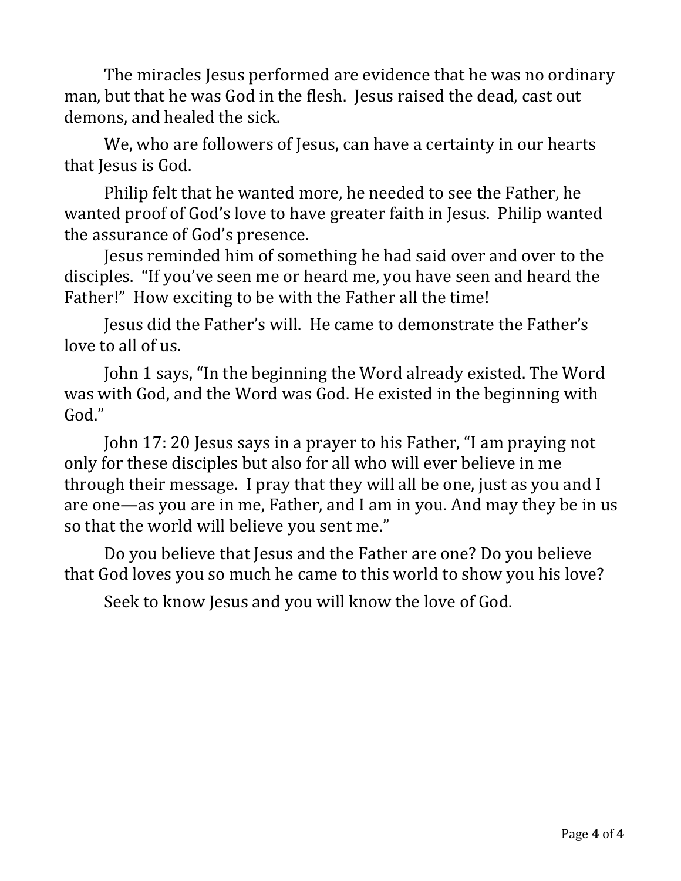The miracles Jesus performed are evidence that he was no ordinary man, but that he was God in the flesh. Jesus raised the dead, cast out demons, and healed the sick.

We, who are followers of Jesus, can have a certainty in our hearts that Jesus is God.

Philip felt that he wanted more, he needed to see the Father, he wanted proof of God's love to have greater faith in Jesus. Philip wanted the assurance of God's presence.

Jesus reminded him of something he had said over and over to the disciples. "If you've seen me or heard me, you have seen and heard the Father!" How exciting to be with the Father all the time!

Jesus did the Father's will. He came to demonstrate the Father's love to all of us.

John 1 says, "In the beginning the Word already existed. The Word was with God, and the Word was God. He existed in the beginning with God."

John 17: 20 Jesus says in a prayer to his Father, "I am praying not only for these disciples but also for all who will ever believe in me through their message. I pray that they will all be one, just as you and I are one—as you are in me, Father, and I am in you. And may they be in us so that the world will believe you sent me."

Do you believe that Jesus and the Father are one? Do you believe that God loves you so much he came to this world to show you his love?

Seek to know Jesus and you will know the love of God.